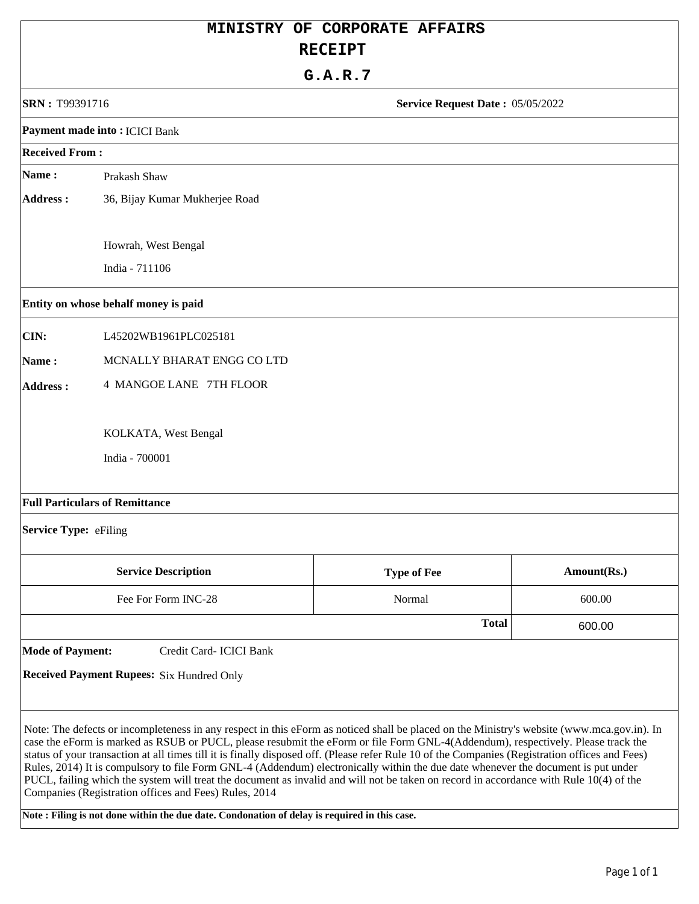# MINISTRY OF CORPORATE AFFAIRS

## RECEIPT

### G.A.R.7

**SRN :** T99391716 **Service Request Date :** 05/05/2022

**Payment made into :** ICICI Bank

**Received From :**

**Name :** Prakash Shaw

**Address :** 36, Bijay Kumar Mukherjee Road

Howrah, West Bengal

India - 711106

**Entity on whose behalf money is paid**

**CIN:** L45202WB1961PLC025181

**Name :** MCNALLY BHARAT ENGG CO LTD

**Address :** 4 MANGOE LANE 7TH FLOOR

KOLKATA, West Bengal

India - 700001

**Full Particulars of Remittance**

**Service Type:** eFiling

| Service Description | Type of Fee | Amount(Rs.) |
|---|---|---|
| Fee For Form INC-28 | Normal | 600.00 |
| | **Total** | 600.00 |

**Mode of Payment:** Credit Card- ICICI Bank

**Received Payment Rupees:** Six Hundred Only

Note: The defects or incompleteness in any respect in this eForm as noticed shall be placed on the Ministry's website (www.mca.gov.in). In case the eForm is marked as RSUB or PUCL, please resubmit the eForm or file Form GNL-4(Addendum), respectively. Please track the status of your transaction at all times till it is finally disposed off. (Please refer Rule 10 of the Companies (Registration offices and Fees) Rules, 2014) It is compulsory to file Form GNL-4 (Addendum) electronically within the due date whenever the document is put under PUCL, failing which the system will treat the document as invalid and will not be taken on record in accordance with Rule 10(4) of the Companies (Registration offices and Fees) Rules, 2014

**Note : Filing is not done within the due date. Condonation of delay is required in this case.**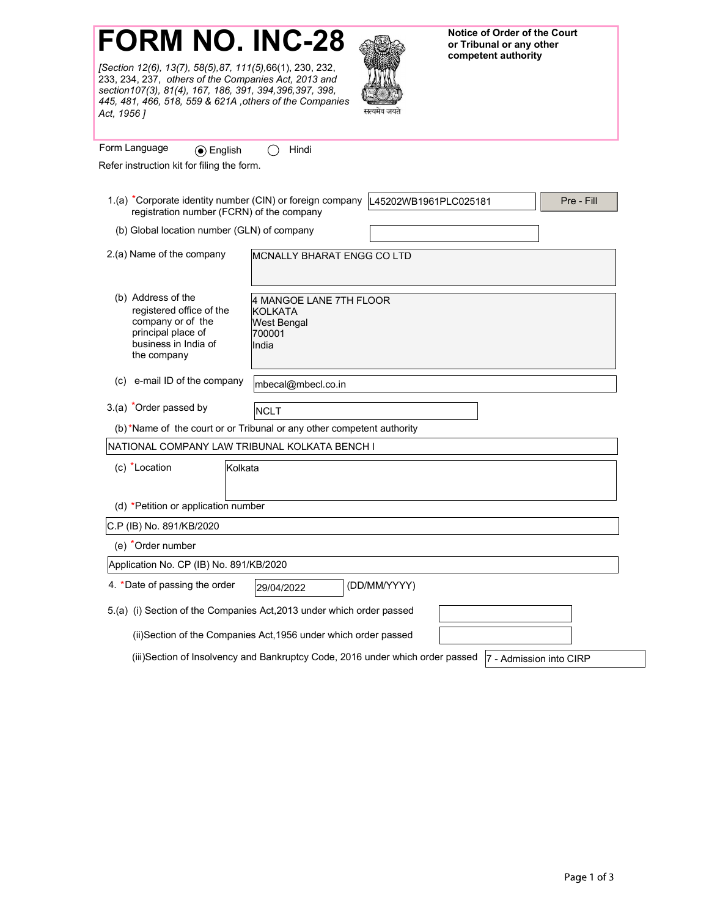# FORM NO. INC-28

*[Section 12(6), 13(7), 58(5),87, 111(5),*66(1), 230, 232, 233, 234, 237, *others of the Companies Act, 2013 and section107(3), 81(4), 167, 186, 391, 394,396,397, 398, 445, 481, 466, 518, 559 & 621A ,others of the Companies Act, 1956 ]*

**Notice of Order of the Court or Tribunal or any other competent authority**

Form Language (●) English ( ) Hindi

Refer instruction kit for filing the form.

1.(a) *Corporate identity number (CIN) or foreign company registration number (FCRN) of the company: L45202WB1961PLC025181 [Pre - Fill]

(b) Global location number (GLN) of company:

2.(a) Name of the company: MCNALLY BHARAT ENGG CO LTD

(b) Address of the registered office of the company or of the principal place of business in India of the company:
4 MANGOE LANE 7TH FLOOR
KOLKATA
West Bengal
700001
India

(c) e-mail ID of the company: mbecal@mbecl.co.in

3.(a) *Order passed by: NCLT

(b) *Name of the court or or Tribunal or any other competent authority: NATIONAL COMPANY LAW TRIBUNAL KOLKATA BENCH I

(c) *Location: Kolkata

(d) *Petition or application number: C.P (IB) No. 891/KB/2020

(e) *Order number: Application No. CP (IB) No. 891/KB/2020

4. *Date of passing the order: 29/04/2022 (DD/MM/YYYY)

5.(a) (i) Section of the Companies Act,2013 under which order passed:

(ii) Section of the Companies Act,1956 under which order passed:

(iii) Section of Insolvency and Bankruptcy Code, 2016 under which order passed: 7 - Admission into CIRP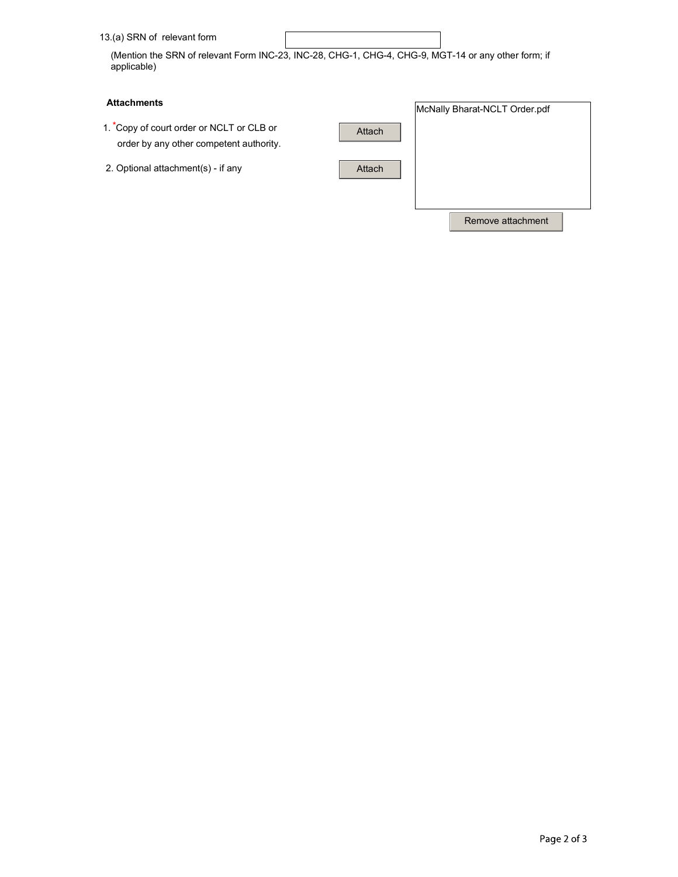13.(a) SRN of relevant form

(Mention the SRN of relevant Form INC-23, INC-28, CHG-1, CHG-4, CHG-9, MGT-14 or any other form; if applicable)

**Attachments**

1. *Copy of court order or NCLT or CLB or order by any other competent authority. [Attach]
2. Optional attachment(s) - if any [Attach]

McNally Bharat-NCLT Order.pdf

[Remove attachment]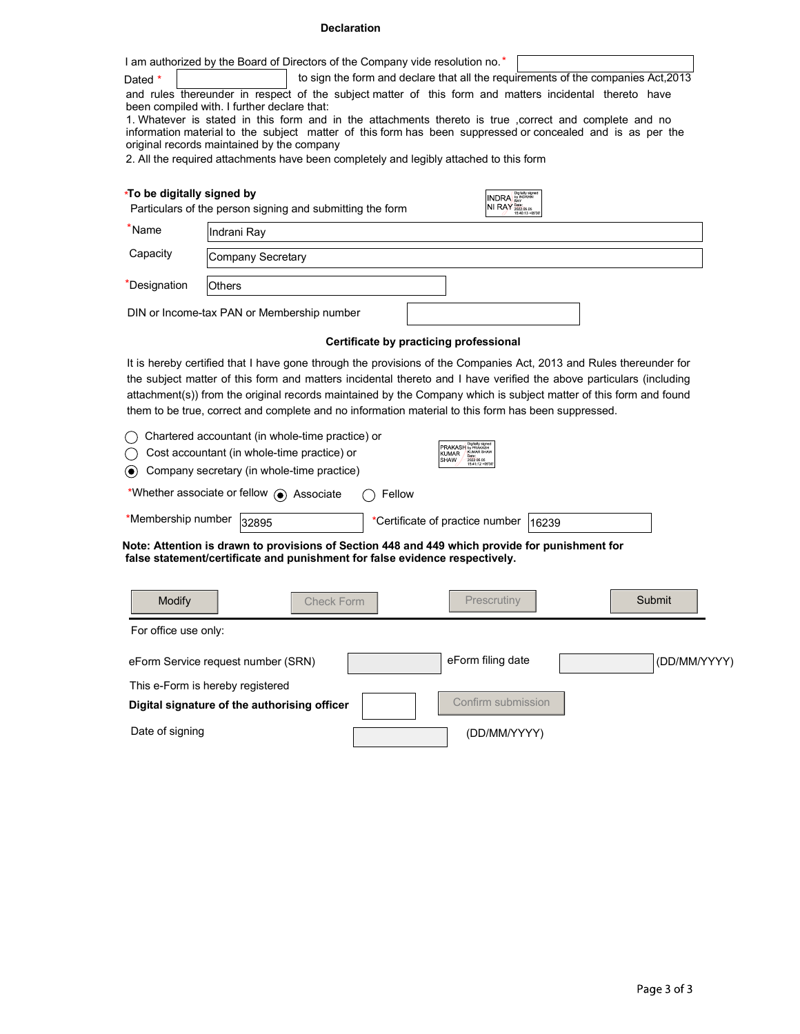## Declaration

I am authorized by the Board of Directors of the Company vide resolution no. *

Dated * to sign the form and declare that all the requirements of the companies Act,2013 and rules thereunder in respect of the subject matter of this form and matters incidental thereto have been compiled with. I further declare that:

1. Whatever is stated in this form and in the attachments thereto is true ,correct and complete and no information material to the subject matter of this form has been suppressed or concealed and is as per the original records maintained by the company
2. All the required attachments have been completely and legibly attached to this form

**\*To be digitally signed by**

Particulars of the person signing and submitting the form

INDRANI RAY Digitally signed by INDRANI RAY Date: 2022.05.26 15:40:13 +05'30'

| | |
|---|---|
| *Name | Indrani Ray |
| Capacity | Company Secretary |
| *Designation | Others |
| DIN or Income-tax PAN or Membership number | |

**Certificate by practicing professional**

It is hereby certified that I have gone through the provisions of the Companies Act, 2013 and Rules thereunder for the subject matter of this form and matters incidental thereto and I have verified the above particulars (including attachment(s)) from the original records maintained by the Company which is subject matter of this form and found them to be true, correct and complete and no information material to this form has been suppressed.

- ○ Chartered accountant (in whole-time practice) or
- ○ Cost accountant (in whole-time practice) or
- ◉ Company secretary (in whole-time practice)

PRAKASH KUMAR SHAW Digitally signed by PRAKASH KUMAR SHAW Date: 2022.05.26 15:41:12 +05'30'

*Whether associate or fellow ◉ Associate ○ Fellow

*Membership number 32895 *Certificate of practice number 16239

**Note: Attention is drawn to provisions of Section 448 and 449 which provide for punishment for false statement/certificate and punishment for false evidence respectively.**

Modify | Check Form | Prescrutiny | Submit

For office use only:

eForm Service request number (SRN) eForm filing date (DD/MM/YYYY)

This e-Form is hereby registered

**Digital signature of the authorising officer** Confirm submission

Date of signing (DD/MM/YYYY)